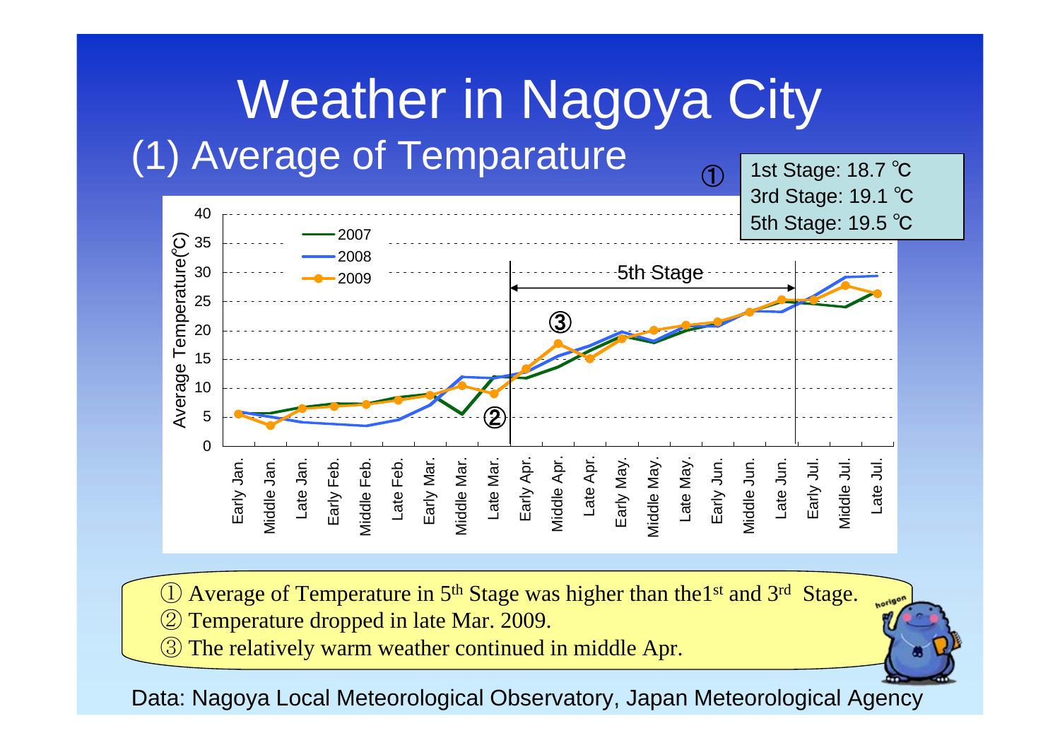# Weather in Nagoya City

## (1) Average of Temparature

① 1st Stage: 18.7 ℃
3rd Stage: 19.1 ℃
5th Stage: 19.5 ℃

① Average of Temperature in 5th Stage was higher than the1st and 3rd Stage.
② Temperature dropped in late Mar. 2009.
③ The relatively warm weather continued in middle Apr.

Data: Nagoya Local Meteorological Observatory, Japan Meteorological Agency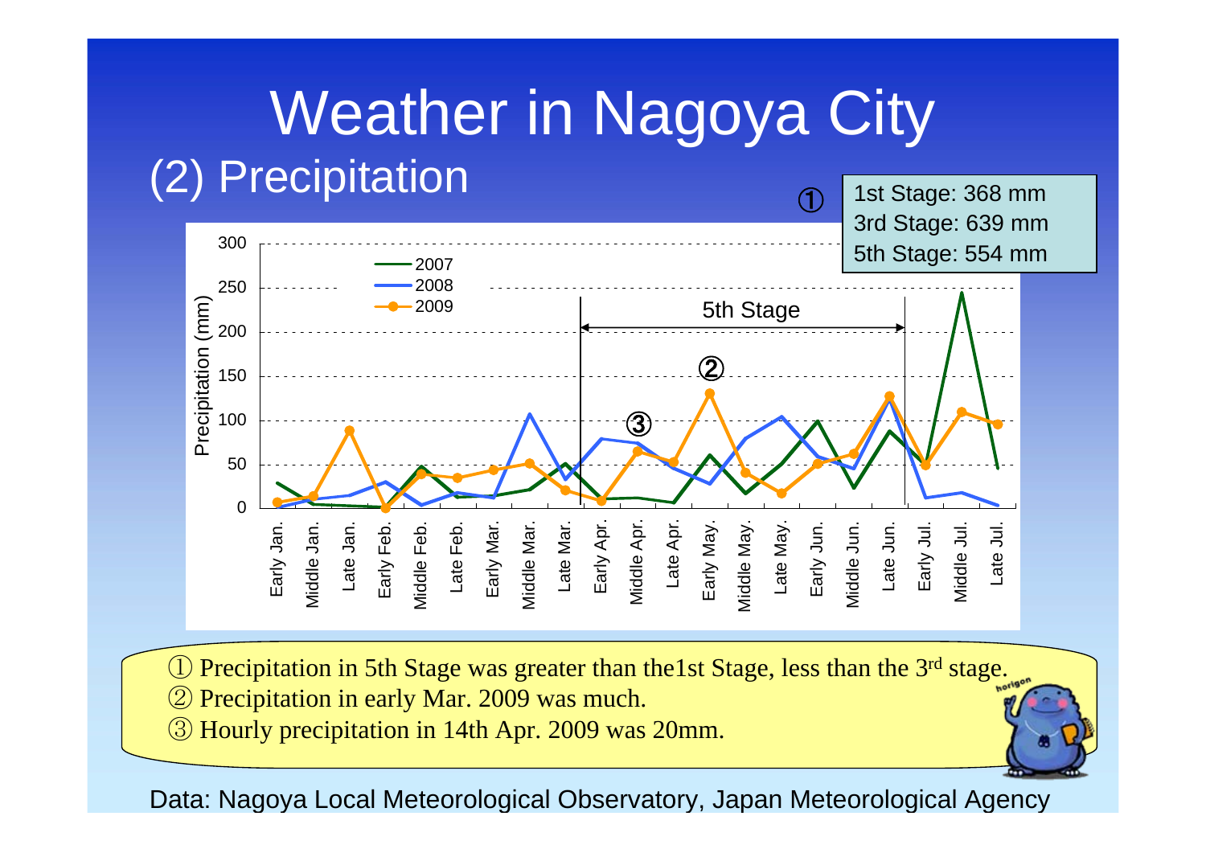# Weather in Nagoya City

## (2) Precipitation

①
1st Stage: 368 mm
3rd Stage: 639 mm
5th Stage: 554 mm

Precipitation (mm)

300, 250, 200, 150, 100, 50, 0

2007
2008
2009

5th Stage

②

③

Early Jan. | Middle Jan. | Late Jan. | Early Feb. | Middle Feb. | Late Feb. | Early Mar. | Middle Mar. | Late Mar. | Early Apr. | Middle Apr. | Late Apr. | Early May. | Middle May. | Late May. | Early Jun. | Middle Jun. | Late Jun. | Early Jul. | Middle Jul. | Late Jul.

① Precipitation in 5th Stage was greater than the1st Stage, less than the 3rd stage.
② Precipitation in early Mar. 2009 was much.
③ Hourly precipitation in 14th Apr. 2009 was 20mm.

horigon

Data: Nagoya Local Meteorological Observatory, Japan Meteorological Agency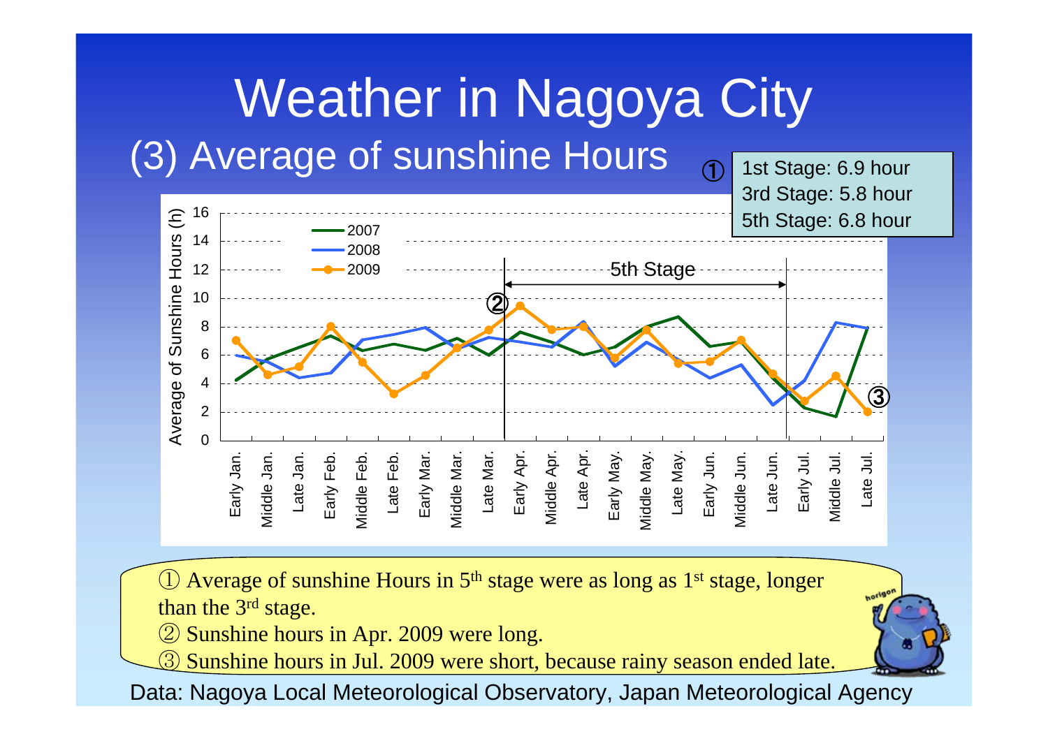# Weather in Nagoya City

## (3) Average of sunshine Hours

① 1st Stage: 6.9 hour
3rd Stage: 5.8 hour
5th Stage: 6.8 hour

Average of Sunshine Hours (h)
16
14
12
10
8
6
4
2
0

2007
2008
2009

5th Stage

②

③

Early Jan.
Middle Jan.
Late Jan.
Early Feb.
Middle Feb.
Late Feb.
Early Mar.
Middle Mar.
Late Mar.
Early Apr.
Middle Apr.
Late Apr.
Early May.
Middle May.
Late May.
Early Jun.
Middle Jun.
Late Jun.
Early Jul.
Middle Jul.
Late Jul.

① Average of sunshine Hours in 5th stage were as long as 1st stage, longer than the 3rd stage.
② Sunshine hours in Apr. 2009 were long.
③ Sunshine hours in Jul. 2009 were short, because rainy season ended late.

Data: Nagoya Local Meteorological Observatory, Japan Meteorological Agency